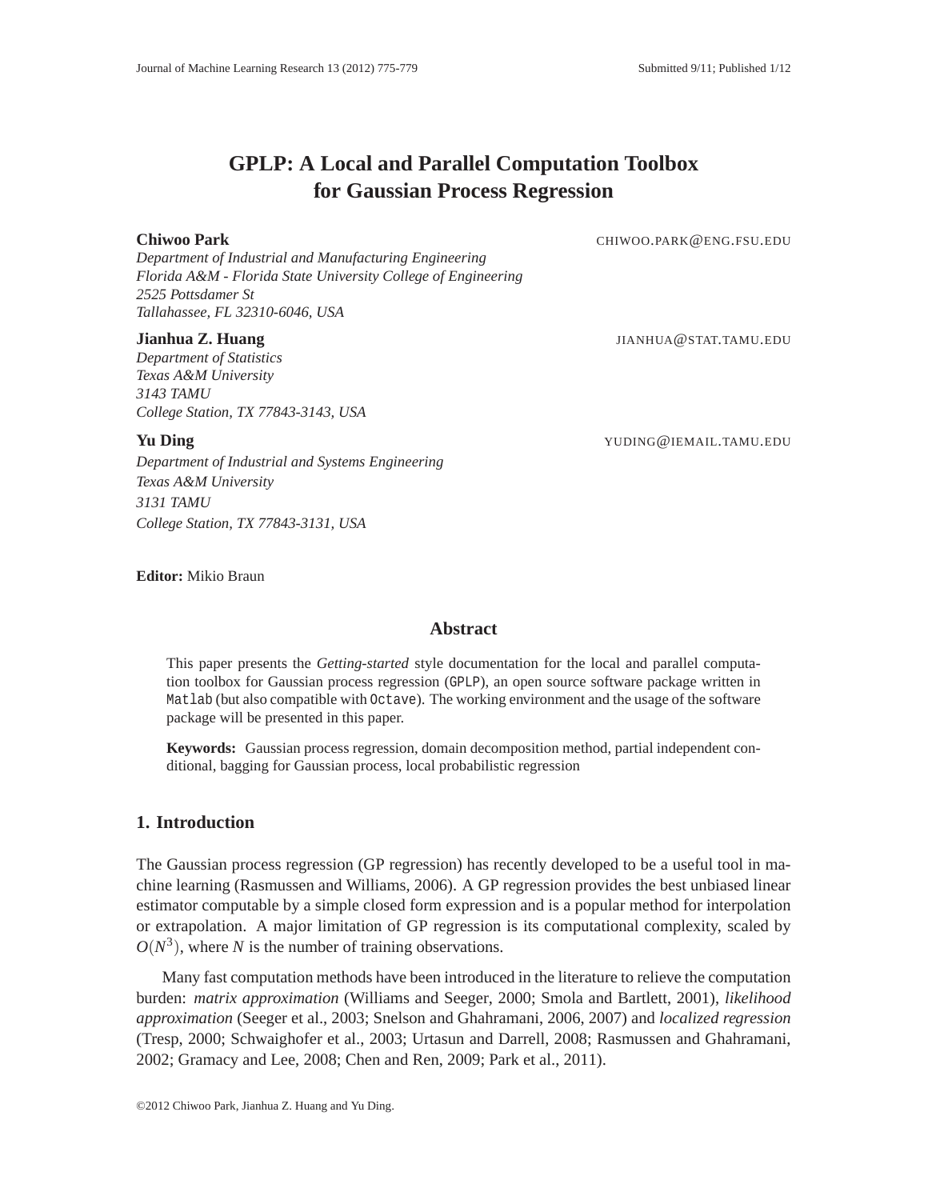# GPLP: A Local and Parallel Computation Toolbox for Gaussian Process Regression

**Chiwoo Park** CHIWOO.PARK@ENG.FSU.EDU
*Department of Industrial and Manufacturing Engineering*
*Florida A&M - Florida State University College of Engineering*
*2525 Pottsdamer St*
*Tallahassee, FL 32310-6046, USA*

**Jianhua Z. Huang** JIANHUA@STAT.TAMU.EDU
*Department of Statistics*
*Texas A&M University*
*3143 TAMU*
*College Station, TX 77843-3143, USA*

**Yu Ding** YUDING@IEMAIL.TAMU.EDU
*Department of Industrial and Systems Engineering*
*Texas A&M University*
*3131 TAMU*
*College Station, TX 77843-3131, USA*

**Editor:** Mikio Braun

## Abstract

This paper presents the *Getting-started* style documentation for the local and parallel computation toolbox for Gaussian process regression (`GPLP`), an open source software package written in `Matlab` (but also compatible with `Octave`). The working environment and the usage of the software package will be presented in this paper.

**Keywords:** Gaussian process regression, domain decomposition method, partial independent conditional, bagging for Gaussian process, local probabilistic regression

## 1. Introduction

The Gaussian process regression (GP regression) has recently developed to be a useful tool in machine learning (Rasmussen and Williams, 2006). A GP regression provides the best unbiased linear estimator computable by a simple closed form expression and is a popular method for interpolation or extrapolation. A major limitation of GP regression is its computational complexity, scaled by $O(N^3)$, where $N$ is the number of training observations.

Many fast computation methods have been introduced in the literature to relieve the computation burden: *matrix approximation* (Williams and Seeger, 2000; Smola and Bartlett, 2001), *likelihood approximation* (Seeger et al., 2003; Snelson and Ghahramani, 2006, 2007) and *localized regression* (Tresp, 2000; Schwaighofer et al., 2003; Urtasun and Darrell, 2008; Rasmussen and Ghahramani, 2002; Gramacy and Lee, 2008; Chen and Ren, 2009; Park et al., 2011).

©2012 Chiwoo Park, Jianhua Z. Huang and Yu Ding.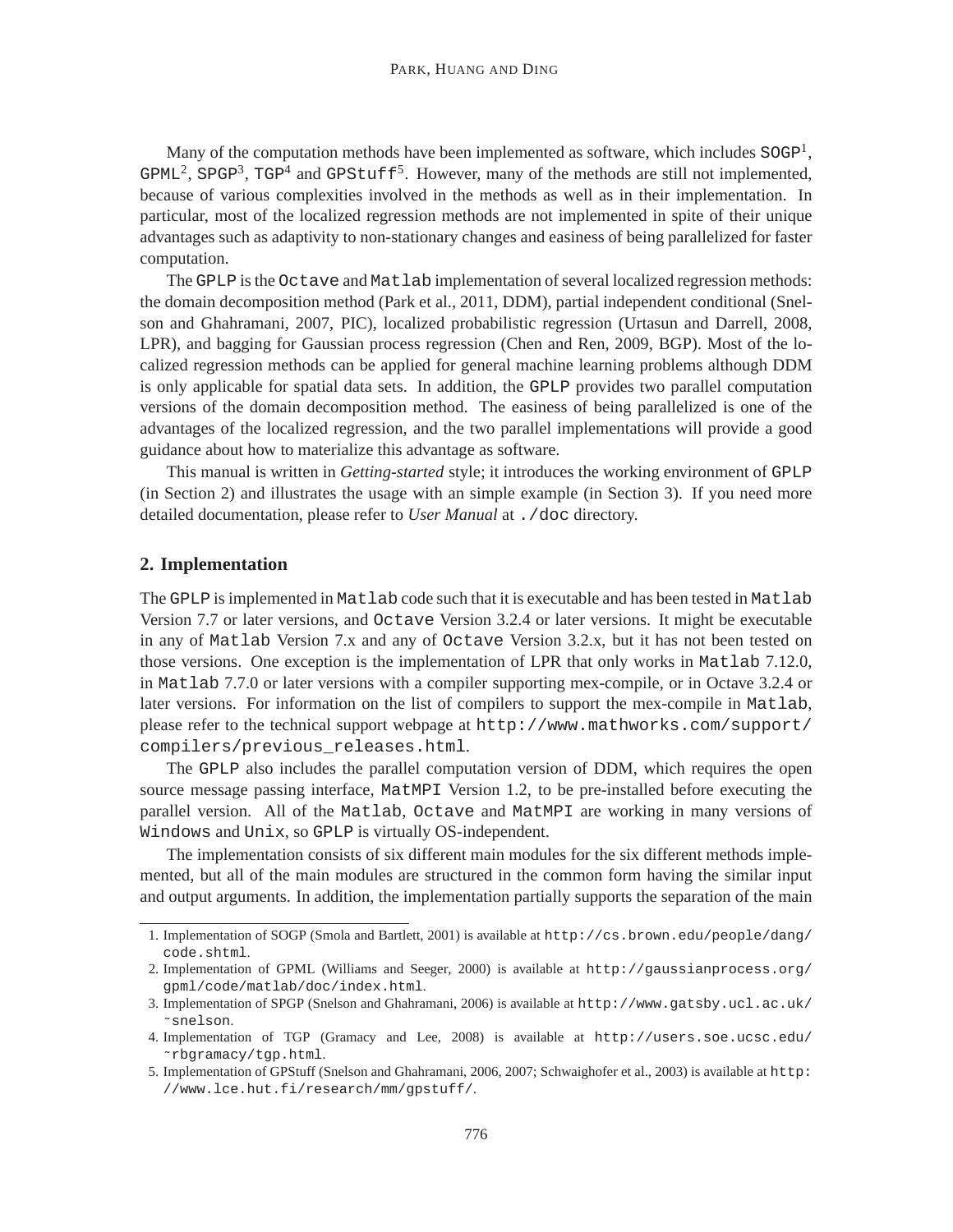Many of the computation methods have been implemented as software, which includes `SOGP`[1], `GPML`[2], `SPGP`[3], `TGP`[4] and `GPStuff`[5]. However, many of the methods are still not implemented, because of various complexities involved in the methods as well as in their implementation. In particular, most of the localized regression methods are not implemented in spite of their unique advantages such as adaptivity to non-stationary changes and easiness of being parallelized for faster computation.

The `GPLP` is the `Octave` and `Matlab` implementation of several localized regression methods: the domain decomposition method (Park et al., 2011, DDM), partial independent conditional (Snelson and Ghahramani, 2007, PIC), localized probabilistic regression (Urtasun and Darrell, 2008, LPR), and bagging for Gaussian process regression (Chen and Ren, 2009, BGP). Most of the localized regression methods can be applied for general machine learning problems although DDM is only applicable for spatial data sets. In addition, the `GPLP` provides two parallel computation versions of the domain decomposition method. The easiness of being parallelized is one of the advantages of the localized regression, and the two parallel implementations will provide a good guidance about how to materialize this advantage as software.

This manual is written in *Getting-started* style; it introduces the working environment of `GPLP` (in Section 2) and illustrates the usage with an simple example (in Section 3). If you need more detailed documentation, please refer to *User Manual* at `./doc` directory.

## 2. Implementation

The `GPLP` is implemented in `Matlab` code such that it is executable and has been tested in `Matlab` Version 7.7 or later versions, and `Octave` Version 3.2.4 or later versions. It might be executable in any of `Matlab` Version 7.x and any of `Octave` Version 3.2.x, but it has not been tested on those versions. One exception is the implementation of LPR that only works in `Matlab` 7.12.0, in `Matlab` 7.7.0 or later versions with a compiler supporting mex-compile, or in Octave 3.2.4 or later versions. For information on the list of compilers to support the mex-compile in `Matlab`, please refer to the technical support webpage at `http://www.mathworks.com/support/compilers/previous_releases.html`.

The `GPLP` also includes the parallel computation version of DDM, which requires the open source message passing interface, `MatMPI` Version 1.2, to be pre-installed before executing the parallel version. All of the `Matlab`, `Octave` and `MatMPI` are working in many versions of `Windows` and `Unix`, so `GPLP` is virtually OS-independent.

The implementation consists of six different main modules for the six different methods implemented, but all of the main modules are structured in the common form having the similar input and output arguments. In addition, the implementation partially supports the separation of the main

---

1. Implementation of SOGP (Smola and Bartlett, 2001) is available at `http://cs.brown.edu/people/dang/code.shtml`.
2. Implementation of GPML (Williams and Seeger, 2000) is available at `http://gaussianprocess.org/gpml/code/matlab/doc/index.html`.
3. Implementation of SPGP (Snelson and Ghahramani, 2006) is available at `http://www.gatsby.ucl.ac.uk/~snelson`.
4. Implementation of TGP (Gramacy and Lee, 2008) is available at `http://users.soe.ucsc.edu/~rbgramacy/tgp.html`.
5. Implementation of GPStuff (Snelson and Ghahramani, 2006, 2007; Schwaighofer et al., 2003) is available at `http://www.lce.hut.fi/research/mm/gpstuff/`.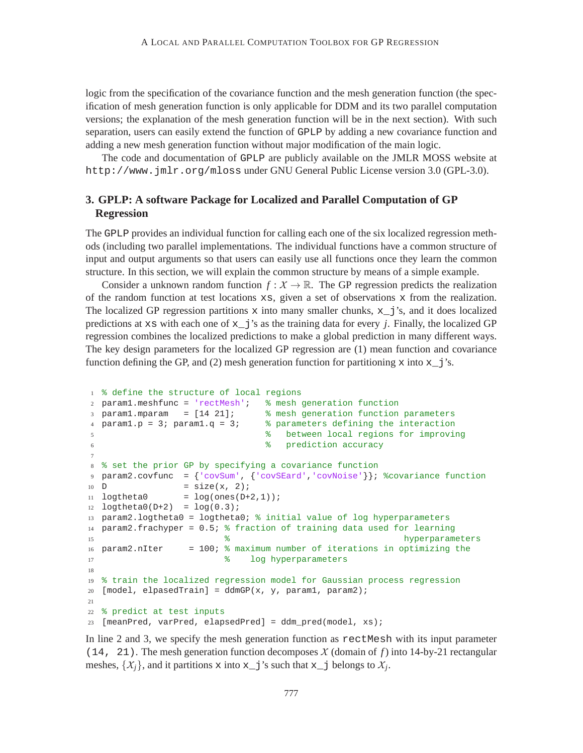logic from the specification of the covariance function and the mesh generation function (the specification of mesh generation function is only applicable for DDM and its two parallel computation versions; the explanation of the mesh generation function will be in the next section). With such separation, users can easily extend the function of GPLP by adding a new covariance function and adding a new mesh generation function without major modification of the main logic.

The code and documentation of GPLP are publicly available on the JMLR MOSS website at http://www.jmlr.org/mloss under GNU General Public License version 3.0 (GPL-3.0).

## 3. GPLP: A software Package for Localized and Parallel Computation of GP Regression

The GPLP provides an individual function for calling each one of the six localized regression methods (including two parallel implementations. The individual functions have a common structure of input and output arguments so that users can easily use all functions once they learn the common structure. In this section, we will explain the common structure by means of a simple example.

Consider a unknown random function $f : \mathcal{X} \to \mathbb{R}$. The GP regression predicts the realization of the random function at test locations xs, given a set of observations x from the realization. The localized GP regression partitions x into many smaller chunks, x_j's, and it does localized predictions at xs with each one of x_j's as the training data for every $j$. Finally, the localized GP regression combines the localized predictions to make a global prediction in many different ways. The key design parameters for the localized GP regression are (1) mean function and covariance function defining the GP, and (2) mesh generation function for partitioning x into x_j's.

```
1  % define the structure of local regions
2  param1.meshfunc = 'rectMesh';   % mesh generation function
3  param1.mparam   = [14 21];      % mesh generation function parameters
4  param1.p = 3; param1.q = 3;     % parameters defining the interaction
5                                  %   between local regions for improving
6                                  %   prediction accuracy
7
8  % set the prior GP by specifying a covariance function
9  param2.covfunc  = {'covSum', {'covSEard','covNoise'}}; %covariance function
10 D               = size(x, 2);
11 logtheta0       = log(ones(D+2,1));
12 logtheta0(D+2)  = log(0.3);
13 param2.logtheta0 = logtheta0; % initial value of log hyperparameters
14 param2.frachyper = 0.5; % fraction of training data used for learning
15                         %                                hyperparameters
16 param2.nIter     = 100; % maximum number of iterations in optimizing the
17                         %    log hyperparameters
18
19 % train the localized regression model for Gaussian process regression
20 [model, elapsedTrain] = ddmGP(x, y, param1, param2);
21
22 % predict at test inputs
23 [meanPred, varPred, elapsedPred] = ddm_pred(model, xs);
```

In line 2 and 3, we specify the mesh generation function as rectMesh with its input parameter (14, 21). The mesh generation function decomposes $\mathcal{X}$ (domain of $f$) into 14-by-21 rectangular meshes, $\{\mathcal{X}_j\}$, and it partitions x into x_j's such that x_j belongs to $\mathcal{X}_j$.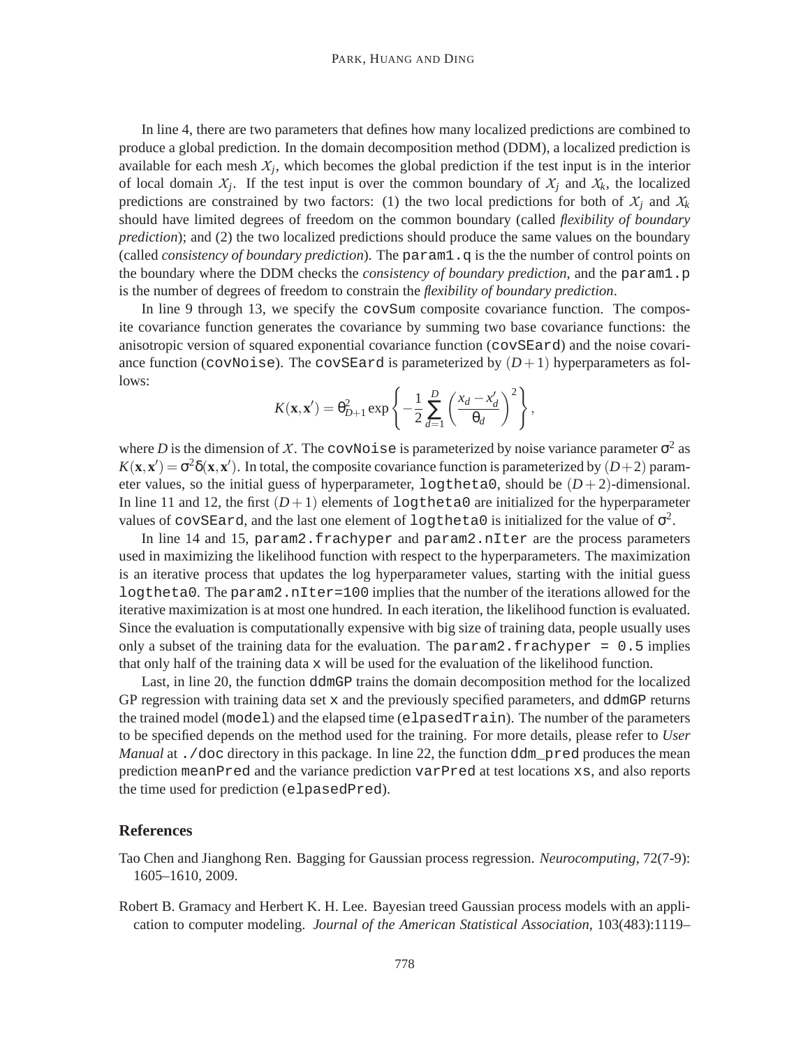In line 4, there are two parameters that defines how many localized predictions are combined to produce a global prediction. In the domain decomposition method (DDM), a localized prediction is available for each mesh $\mathcal{X}_j$, which becomes the global prediction if the test input is in the interior of local domain $\mathcal{X}_j$. If the test input is over the common boundary of $\mathcal{X}_j$ and $\mathcal{X}_k$, the localized predictions are constrained by two factors: (1) the two local predictions for both of $\mathcal{X}_j$ and $\mathcal{X}_k$ should have limited degrees of freedom on the common boundary (called *flexibility of boundary prediction*); and (2) the two localized predictions should produce the same values on the boundary (called *consistency of boundary prediction*). The `param1.q` is the the number of control points on the boundary where the DDM checks the *consistency of boundary prediction*, and the `param1.p` is the number of degrees of freedom to constrain the *flexibility of boundary prediction*.

In line 9 through 13, we specify the `covSum` composite covariance function. The composite covariance function generates the covariance by summing two base covariance functions: the anisotropic version of squared exponential covariance function (`covSEard`) and the noise covariance function (`covNoise`). The `covSEard` is parameterized by $(D+1)$ hyperparameters as follows:

$$K(\mathbf{x}, \mathbf{x}') = \theta_{D+1}^2 \exp\left\{-\frac{1}{2}\sum_{d=1}^{D}\left(\frac{x_d - x_d'}{\theta_d}\right)^2\right\},$$

where $D$ is the dimension of $\mathcal{X}$. The `covNoise` is parameterized by noise variance parameter $\sigma^2$ as $K(\mathbf{x}, \mathbf{x}') = \sigma^2\delta(\mathbf{x}, \mathbf{x}')$. In total, the composite covariance function is parameterized by $(D+2)$ parameter values, so the initial guess of hyperparameter, `logtheta0`, should be $(D+2)$-dimensional. In line 11 and 12, the first $(D+1)$ elements of `logtheta0` are initialized for the hyperparameter values of `covSEard`, and the last one element of `logtheta0` is initialized for the value of $\sigma^2$.

In line 14 and 15, `param2.frachyper` and `param2.nIter` are the process parameters used in maximizing the likelihood function with respect to the hyperparameters. The maximization is an iterative process that updates the log hyperparameter values, starting with the initial guess `logtheta0`. The `param2.nIter=100` implies that the number of the iterations allowed for the iterative maximization is at most one hundred. In each iteration, the likelihood function is evaluated. Since the evaluation is computationally expensive with big size of training data, people usually uses only a subset of the training data for the evaluation. The `param2.frachyper = 0.5` implies that only half of the training data `x` will be used for the evaluation of the likelihood function.

Last, in line 20, the function `ddmGP` trains the domain decomposition method for the localized GP regression with training data set `x` and the previously specified parameters, and `ddmGP` returns the trained model (`model`) and the elapsed time (`elpasedTrain`). The number of the parameters to be specified depends on the method used for the training. For more details, please refer to *User Manual* at `./doc` directory in this package. In line 22, the function `ddm_pred` produces the mean prediction `meanPred` and the variance prediction `varPred` at test locations `xs`, and also reports the time used for prediction (`elpasedPred`).

## References

Tao Chen and Jianghong Ren. Bagging for Gaussian process regression. *Neurocomputing*, 72(7-9): 1605–1610, 2009.

Robert B. Gramacy and Herbert K. H. Lee. Bayesian treed Gaussian process models with an application to computer modeling. *Journal of the American Statistical Association*, 103(483):1119–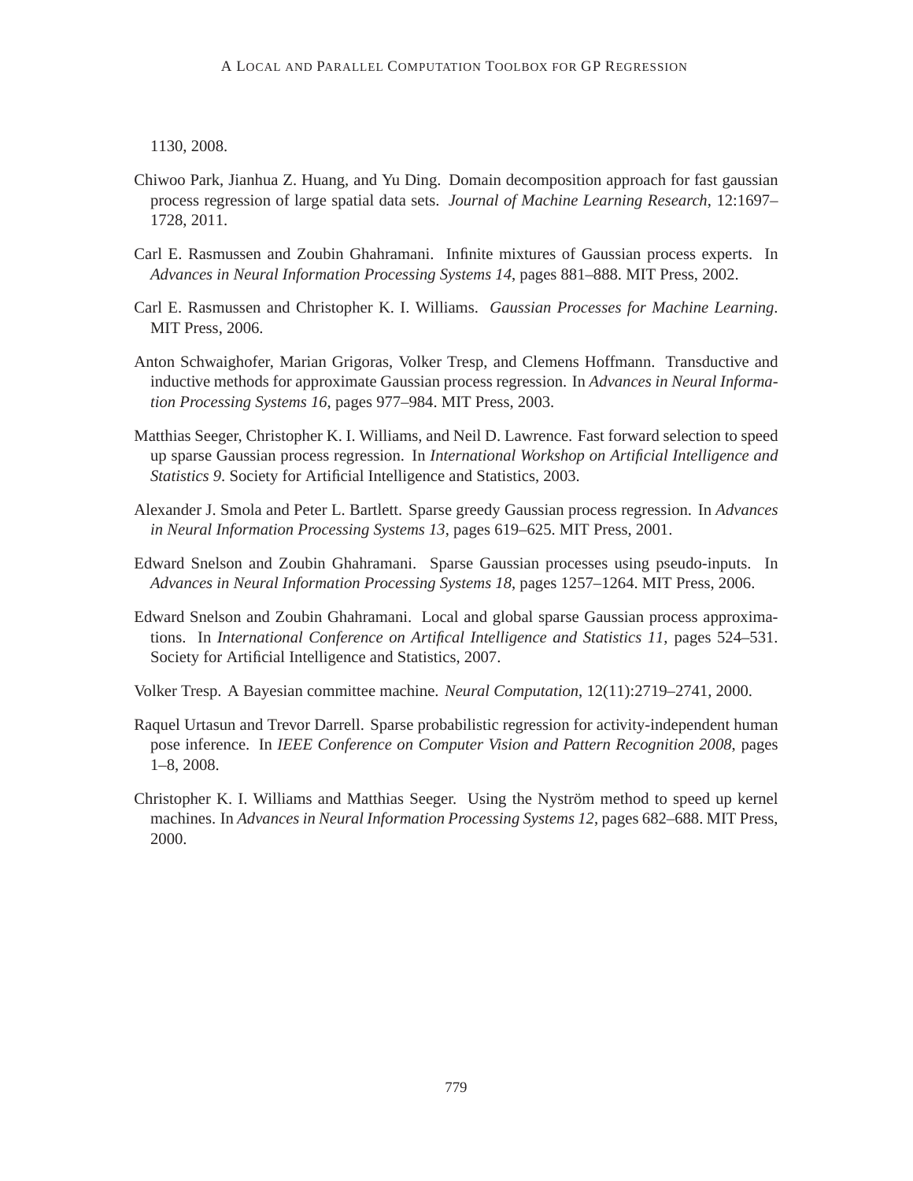1130, 2008.

Chiwoo Park, Jianhua Z. Huang, and Yu Ding. Domain decomposition approach for fast gaussian process regression of large spatial data sets. *Journal of Machine Learning Research*, 12:1697–1728, 2011.

Carl E. Rasmussen and Zoubin Ghahramani. Infinite mixtures of Gaussian process experts. In *Advances in Neural Information Processing Systems 14*, pages 881–888. MIT Press, 2002.

Carl E. Rasmussen and Christopher K. I. Williams. *Gaussian Processes for Machine Learning*. MIT Press, 2006.

Anton Schwaighofer, Marian Grigoras, Volker Tresp, and Clemens Hoffmann. Transductive and inductive methods for approximate Gaussian process regression. In *Advances in Neural Information Processing Systems 16*, pages 977–984. MIT Press, 2003.

Matthias Seeger, Christopher K. I. Williams, and Neil D. Lawrence. Fast forward selection to speed up sparse Gaussian process regression. In *International Workshop on Artificial Intelligence and Statistics 9*. Society for Artificial Intelligence and Statistics, 2003.

Alexander J. Smola and Peter L. Bartlett. Sparse greedy Gaussian process regression. In *Advances in Neural Information Processing Systems 13*, pages 619–625. MIT Press, 2001.

Edward Snelson and Zoubin Ghahramani. Sparse Gaussian processes using pseudo-inputs. In *Advances in Neural Information Processing Systems 18*, pages 1257–1264. MIT Press, 2006.

Edward Snelson and Zoubin Ghahramani. Local and global sparse Gaussian process approximations. In *International Conference on Artifical Intelligence and Statistics 11*, pages 524–531. Society for Artificial Intelligence and Statistics, 2007.

Volker Tresp. A Bayesian committee machine. *Neural Computation*, 12(11):2719–2741, 2000.

Raquel Urtasun and Trevor Darrell. Sparse probabilistic regression for activity-independent human pose inference. In *IEEE Conference on Computer Vision and Pattern Recognition 2008*, pages 1–8, 2008.

Christopher K. I. Williams and Matthias Seeger. Using the Nyström method to speed up kernel machines. In *Advances in Neural Information Processing Systems 12*, pages 682–688. MIT Press, 2000.